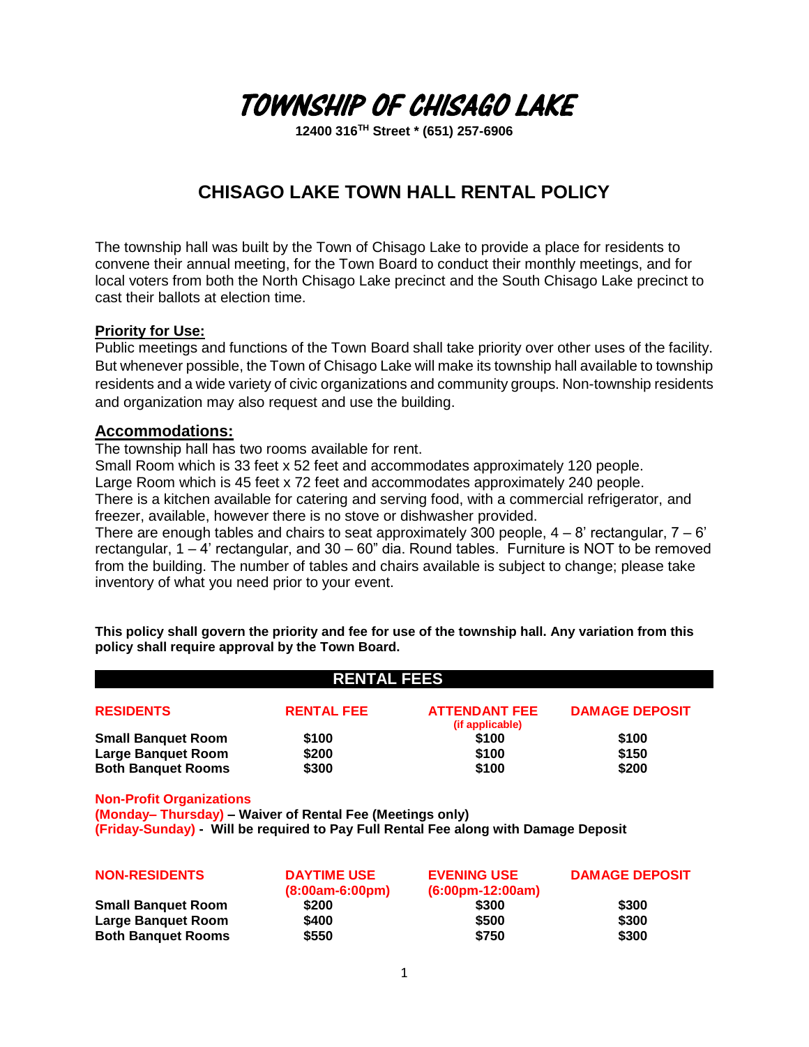# TOWNSHIP OF CHISAGO LAKE

**12400 316TH Street * (651) 257-6906**

## CHISAGO LAKE TOWN HALL RENTAL POLICY

The township hall was built by the Town of Chisago Lake to provide a place for residents to convene their annual meeting, for the Town Board to conduct their monthly meetings, and for local voters from both the North Chisago Lake precinct and the South Chisago Lake precinct to cast their ballots at election time.

### Priority for Use:

Public meetings and functions of the Town Board shall take priority over other uses of the facility. But whenever possible, the Town of Chisago Lake will make its township hall available to township residents and a wide variety of civic organizations and community groups. Non-township residents and organization may also request and use the building.

### Accommodations:

The township hall has two rooms available for rent.
Small Room which is 33 feet x 52 feet and accommodates approximately 120 people.
Large Room which is 45 feet x 72 feet and accommodates approximately 240 people.
There is a kitchen available for catering and serving food, with a commercial refrigerator, and freezer, available, however there is no stove or dishwasher provided.
There are enough tables and chairs to seat approximately 300 people, 4 – 8' rectangular, 7 – 6' rectangular, 1 – 4' rectangular, and 30 – 60" dia. Round tables. Furniture is NOT to be removed from the building. The number of tables and chairs available is subject to change; please take inventory of what you need prior to your event.

**This policy shall govern the priority and fee for use of the township hall. Any variation from this policy shall require approval by the Town Board.**

## RENTAL FEES

| RESIDENTS | RENTAL FEE | ATTENDANT FEE (if applicable) | DAMAGE DEPOSIT |
|---|---|---|---|
| **Small Banquet Room** | $100 | $100 | $100 |
| **Large Banquet Room** | $200 | $100 | $150 |
| **Both Banquet Rooms** | $300 | $100 | $200 |

**Non-Profit Organizations**
**(Monday– Thursday) – Waiver of Rental Fee (Meetings only)**
**(Friday-Sunday) - Will be required to Pay Full Rental Fee along with Damage Deposit**

| NON-RESIDENTS | DAYTIME USE (8:00am-6:00pm) | EVENING USE (6:00pm-12:00am) | DAMAGE DEPOSIT |
|---|---|---|---|
| **Small Banquet Room** | $200 | $300 | $300 |
| **Large Banquet Room** | $400 | $500 | $300 |
| **Both Banquet Rooms** | $550 | $750 | $300 |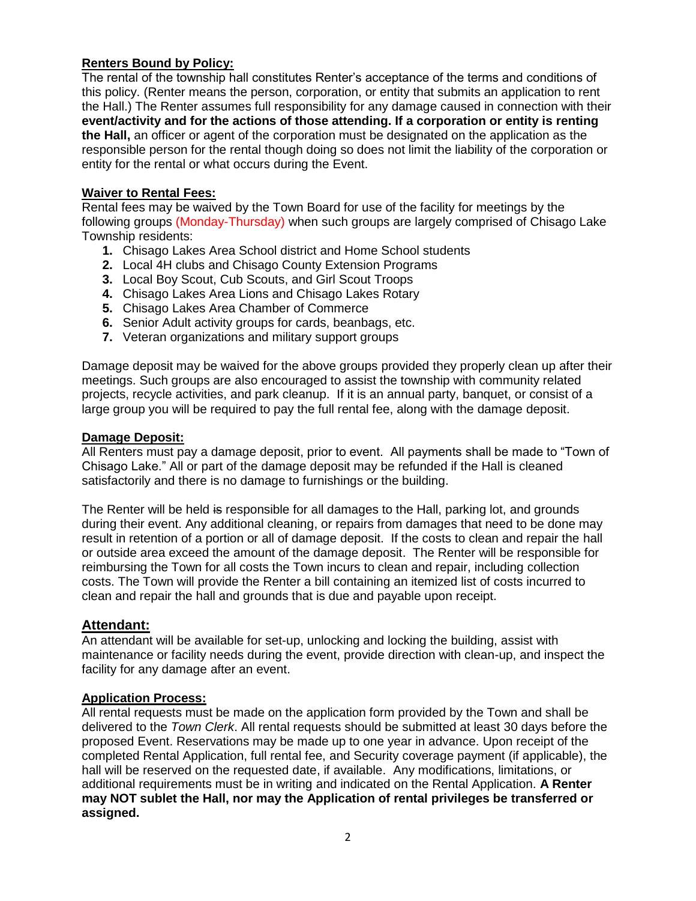**Renters Bound by Policy:**

The rental of the township hall constitutes Renter's acceptance of the terms and conditions of this policy. (Renter means the person, corporation, or entity that submits an application to rent the Hall.) The Renter assumes full responsibility for any damage caused in connection with their **event/activity and for the actions of those attending. If a corporation or entity is renting the Hall,** an officer or agent of the corporation must be designated on the application as the responsible person for the rental though doing so does not limit the liability of the corporation or entity for the rental or what occurs during the Event.

**Waiver to Rental Fees:**

Rental fees may be waived by the Town Board for use of the facility for meetings by the following groups (Monday-Thursday) when such groups are largely comprised of Chisago Lake Township residents:

1. Chisago Lakes Area School district and Home School students
2. Local 4H clubs and Chisago County Extension Programs
3. Local Boy Scout, Cub Scouts, and Girl Scout Troops
4. Chisago Lakes Area Lions and Chisago Lakes Rotary
5. Chisago Lakes Area Chamber of Commerce
6. Senior Adult activity groups for cards, beanbags, etc.
7. Veteran organizations and military support groups

Damage deposit may be waived for the above groups provided they properly clean up after their meetings. Such groups are also encouraged to assist the township with community related projects, recycle activities, and park cleanup. If it is an annual party, banquet, or consist of a large group you will be required to pay the full rental fee, along with the damage deposit.

**Damage Deposit:**

All Renters must pay a damage deposit, prior to event. All payments shall be made to "Town of Chisago Lake." All or part of the damage deposit may be refunded if the Hall is cleaned satisfactorily and there is no damage to furnishings or the building.

The Renter will be held ~~is~~ responsible for all damages to the Hall, parking lot, and grounds during their event. Any additional cleaning, or repairs from damages that need to be done may result in retention of a portion or all of damage deposit. If the costs to clean and repair the hall or outside area exceed the amount of the damage deposit. The Renter will be responsible for reimbursing the Town for all costs the Town incurs to clean and repair, including collection costs. The Town will provide the Renter a bill containing an itemized list of costs incurred to clean and repair the hall and grounds that is due and payable upon receipt.

**Attendant:**

An attendant will be available for set-up, unlocking and locking the building, assist with maintenance or facility needs during the event, provide direction with clean-up, and inspect the facility for any damage after an event.

**Application Process:**

All rental requests must be made on the application form provided by the Town and shall be delivered to the *Town Clerk*. All rental requests should be submitted at least 30 days before the proposed Event. Reservations may be made up to one year in advance. Upon receipt of the completed Rental Application, full rental fee, and Security coverage payment (if applicable), the hall will be reserved on the requested date, if available. Any modifications, limitations, or additional requirements must be in writing and indicated on the Rental Application. **A Renter may NOT sublet the Hall, nor may the Application of rental privileges be transferred or assigned.**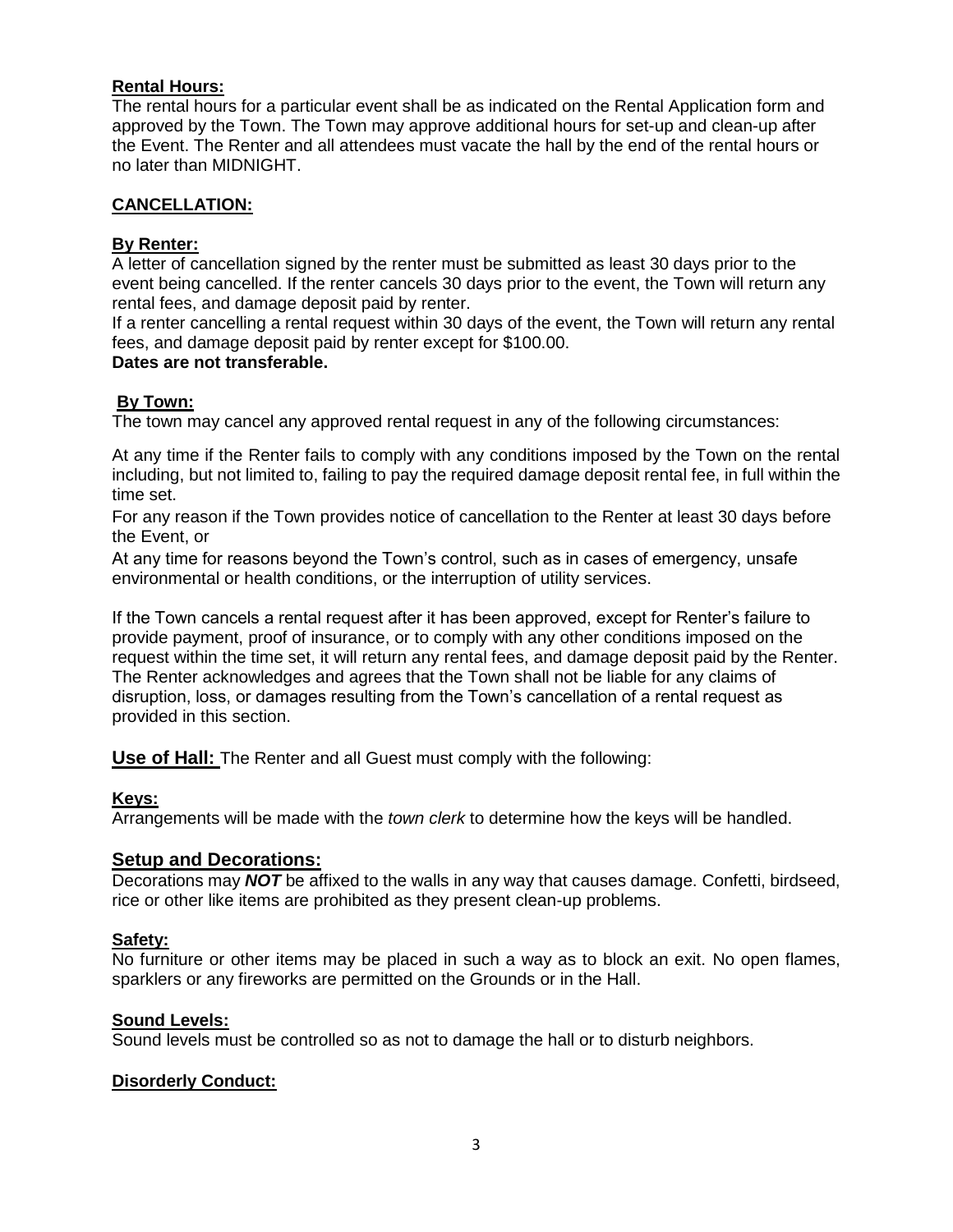**Rental Hours:**

The rental hours for a particular event shall be as indicated on the Rental Application form and approved by the Town. The Town may approve additional hours for set-up and clean-up after the Event. The Renter and all attendees must vacate the hall by the end of the rental hours or no later than MIDNIGHT.

**CANCELLATION:**

**By Renter:**

A letter of cancellation signed by the renter must be submitted as least 30 days prior to the event being cancelled. If the renter cancels 30 days prior to the event, the Town will return any rental fees, and damage deposit paid by renter.

If a renter cancelling a rental request within 30 days of the event, the Town will return any rental fees, and damage deposit paid by renter except for $100.00.

**Dates are not transferable.**

**By Town:**

The town may cancel any approved rental request in any of the following circumstances:

At any time if the Renter fails to comply with any conditions imposed by the Town on the rental including, but not limited to, failing to pay the required damage deposit rental fee, in full within the time set.

For any reason if the Town provides notice of cancellation to the Renter at least 30 days before the Event, or

At any time for reasons beyond the Town's control, such as in cases of emergency, unsafe environmental or health conditions, or the interruption of utility services.

If the Town cancels a rental request after it has been approved, except for Renter's failure to provide payment, proof of insurance, or to comply with any other conditions imposed on the request within the time set, it will return any rental fees, and damage deposit paid by the Renter. The Renter acknowledges and agrees that the Town shall not be liable for any claims of disruption, loss, or damages resulting from the Town's cancellation of a rental request as provided in this section.

**Use of Hall:** The Renter and all Guest must comply with the following:

**Keys:**

Arrangements will be made with the *town clerk* to determine how the keys will be handled.

## Setup and Decorations:

Decorations may ***NOT*** be affixed to the walls in any way that causes damage. Confetti, birdseed, rice or other like items are prohibited as they present clean-up problems.

**Safety:**

No furniture or other items may be placed in such a way as to block an exit. No open flames, sparklers or any fireworks are permitted on the Grounds or in the Hall.

**Sound Levels:**

Sound levels must be controlled so as not to damage the hall or to disturb neighbors.

**Disorderly Conduct:**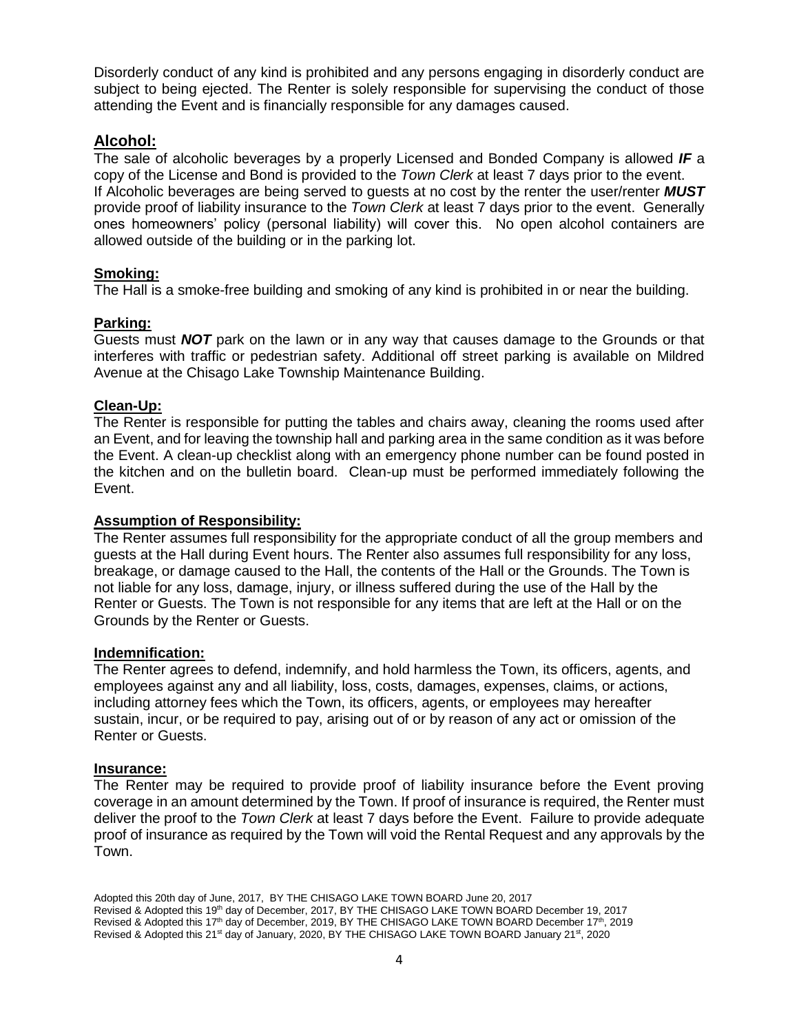Disorderly conduct of any kind is prohibited and any persons engaging in disorderly conduct are subject to being ejected. The Renter is solely responsible for supervising the conduct of those attending the Event and is financially responsible for any damages caused.

## Alcohol:

The sale of alcoholic beverages by a properly Licensed and Bonded Company is allowed ***IF*** a copy of the License and Bond is provided to the *Town Clerk* at least 7 days prior to the event. If Alcoholic beverages are being served to guests at no cost by the renter the user/renter ***MUST*** provide proof of liability insurance to the *Town Clerk* at least 7 days prior to the event. Generally ones homeowners' policy (personal liability) will cover this. No open alcohol containers are allowed outside of the building or in the parking lot.

### Smoking:

The Hall is a smoke-free building and smoking of any kind is prohibited in or near the building.

### Parking:

Guests must ***NOT*** park on the lawn or in any way that causes damage to the Grounds or that interferes with traffic or pedestrian safety. Additional off street parking is available on Mildred Avenue at the Chisago Lake Township Maintenance Building.

### Clean-Up:

The Renter is responsible for putting the tables and chairs away, cleaning the rooms used after an Event, and for leaving the township hall and parking area in the same condition as it was before the Event. A clean-up checklist along with an emergency phone number can be found posted in the kitchen and on the bulletin board. Clean-up must be performed immediately following the Event.

### Assumption of Responsibility:

The Renter assumes full responsibility for the appropriate conduct of all the group members and guests at the Hall during Event hours. The Renter also assumes full responsibility for any loss, breakage, or damage caused to the Hall, the contents of the Hall or the Grounds. The Town is not liable for any loss, damage, injury, or illness suffered during the use of the Hall by the Renter or Guests. The Town is not responsible for any items that are left at the Hall or on the Grounds by the Renter or Guests.

### Indemnification:

The Renter agrees to defend, indemnify, and hold harmless the Town, its officers, agents, and employees against any and all liability, loss, costs, damages, expenses, claims, or actions, including attorney fees which the Town, its officers, agents, or employees may hereafter sustain, incur, or be required to pay, arising out of or by reason of any act or omission of the Renter or Guests.

### Insurance:

The Renter may be required to provide proof of liability insurance before the Event proving coverage in an amount determined by the Town. If proof of insurance is required, the Renter must deliver the proof to the *Town Clerk* at least 7 days before the Event. Failure to provide adequate proof of insurance as required by the Town will void the Rental Request and any approvals by the Town.

Adopted this 20th day of June, 2017, BY THE CHISAGO LAKE TOWN BOARD June 20, 2017
Revised & Adopted this 19th day of December, 2017, BY THE CHISAGO LAKE TOWN BOARD December 19, 2017
Revised & Adopted this 17th day of December, 2019, BY THE CHISAGO LAKE TOWN BOARD December 17th, 2019
Revised & Adopted this 21st day of January, 2020, BY THE CHISAGO LAKE TOWN BOARD January 21st, 2020